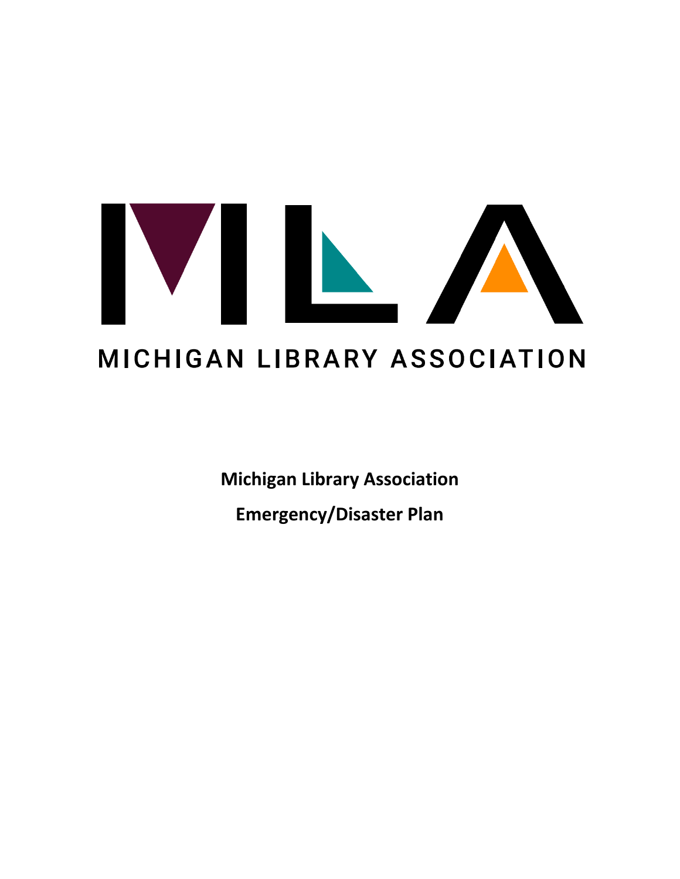MICHIGAN LIBRARY ASSOCIATION

**Michigan Library Association**

**Emergency/Disaster Plan**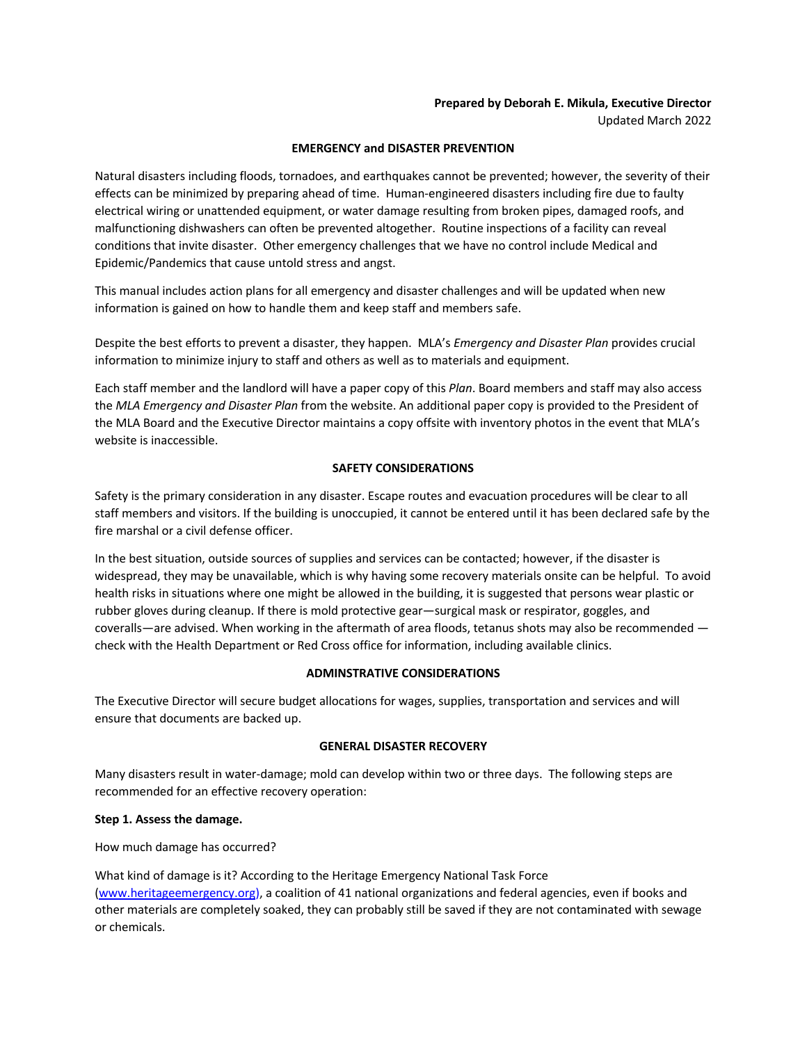**Prepared by Deborah E. Mikula, Executive Director**
Updated March 2022

## EMERGENCY and DISASTER PREVENTION

Natural disasters including floods, tornadoes, and earthquakes cannot be prevented; however, the severity of their effects can be minimized by preparing ahead of time. Human-engineered disasters including fire due to faulty electrical wiring or unattended equipment, or water damage resulting from broken pipes, damaged roofs, and malfunctioning dishwashers can often be prevented altogether. Routine inspections of a facility can reveal conditions that invite disaster. Other emergency challenges that we have no control include Medical and Epidemic/Pandemics that cause untold stress and angst.

This manual includes action plans for all emergency and disaster challenges and will be updated when new information is gained on how to handle them and keep staff and members safe.

Despite the best efforts to prevent a disaster, they happen. MLA's *Emergency and Disaster Plan* provides crucial information to minimize injury to staff and others as well as to materials and equipment.

Each staff member and the landlord will have a paper copy of this *Plan*. Board members and staff may also access the *MLA Emergency and Disaster Plan* from the website. An additional paper copy is provided to the President of the MLA Board and the Executive Director maintains a copy offsite with inventory photos in the event that MLA's website is inaccessible.

## SAFETY CONSIDERATIONS

Safety is the primary consideration in any disaster. Escape routes and evacuation procedures will be clear to all staff members and visitors. If the building is unoccupied, it cannot be entered until it has been declared safe by the fire marshal or a civil defense officer.

In the best situation, outside sources of supplies and services can be contacted; however, if the disaster is widespread, they may be unavailable, which is why having some recovery materials onsite can be helpful. To avoid health risks in situations where one might be allowed in the building, it is suggested that persons wear plastic or rubber gloves during cleanup. If there is mold protective gear—surgical mask or respirator, goggles, and coveralls—are advised. When working in the aftermath of area floods, tetanus shots may also be recommended — check with the Health Department or Red Cross office for information, including available clinics.

## ADMINSTRATIVE CONSIDERATIONS

The Executive Director will secure budget allocations for wages, supplies, transportation and services and will ensure that documents are backed up.

## GENERAL DISASTER RECOVERY

Many disasters result in water-damage; mold can develop within two or three days. The following steps are recommended for an effective recovery operation:

**Step 1. Assess the damage.**

How much damage has occurred?

What kind of damage is it? According to the Heritage Emergency National Task Force ([www.heritageemergency.org](www.heritageemergency.org)), a coalition of 41 national organizations and federal agencies, even if books and other materials are completely soaked, they can probably still be saved if they are not contaminated with sewage or chemicals.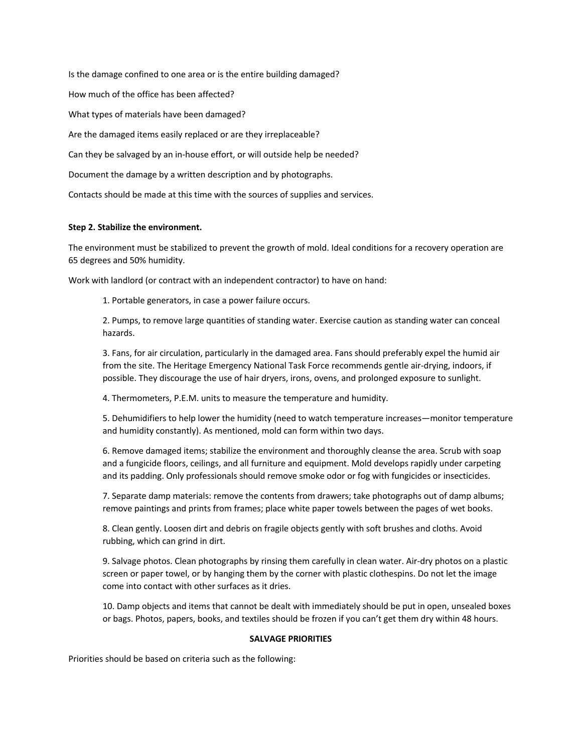Is the damage confined to one area or is the entire building damaged?

How much of the office has been affected?

What types of materials have been damaged?

Are the damaged items easily replaced or are they irreplaceable?

Can they be salvaged by an in-house effort, or will outside help be needed?

Document the damage by a written description and by photographs.

Contacts should be made at this time with the sources of supplies and services.

**Step 2. Stabilize the environment.**

The environment must be stabilized to prevent the growth of mold. Ideal conditions for a recovery operation are 65 degrees and 50% humidity.

Work with landlord (or contract with an independent contractor) to have on hand:

1. Portable generators, in case a power failure occurs.

2. Pumps, to remove large quantities of standing water. Exercise caution as standing water can conceal hazards.

3. Fans, for air circulation, particularly in the damaged area. Fans should preferably expel the humid air from the site. The Heritage Emergency National Task Force recommends gentle air-drying, indoors, if possible. They discourage the use of hair dryers, irons, ovens, and prolonged exposure to sunlight.

4. Thermometers, P.E.M. units to measure the temperature and humidity.

5. Dehumidifiers to help lower the humidity (need to watch temperature increases—monitor temperature and humidity constantly). As mentioned, mold can form within two days.

6. Remove damaged items; stabilize the environment and thoroughly cleanse the area. Scrub with soap and a fungicide floors, ceilings, and all furniture and equipment. Mold develops rapidly under carpeting and its padding. Only professionals should remove smoke odor or fog with fungicides or insecticides.

7. Separate damp materials: remove the contents from drawers; take photographs out of damp albums; remove paintings and prints from frames; place white paper towels between the pages of wet books.

8. Clean gently. Loosen dirt and debris on fragile objects gently with soft brushes and cloths. Avoid rubbing, which can grind in dirt.

9. Salvage photos. Clean photographs by rinsing them carefully in clean water. Air-dry photos on a plastic screen or paper towel, or by hanging them by the corner with plastic clothespins. Do not let the image come into contact with other surfaces as it dries.

10. Damp objects and items that cannot be dealt with immediately should be put in open, unsealed boxes or bags. Photos, papers, books, and textiles should be frozen if you can't get them dry within 48 hours.

**SALVAGE PRIORITIES**

Priorities should be based on criteria such as the following: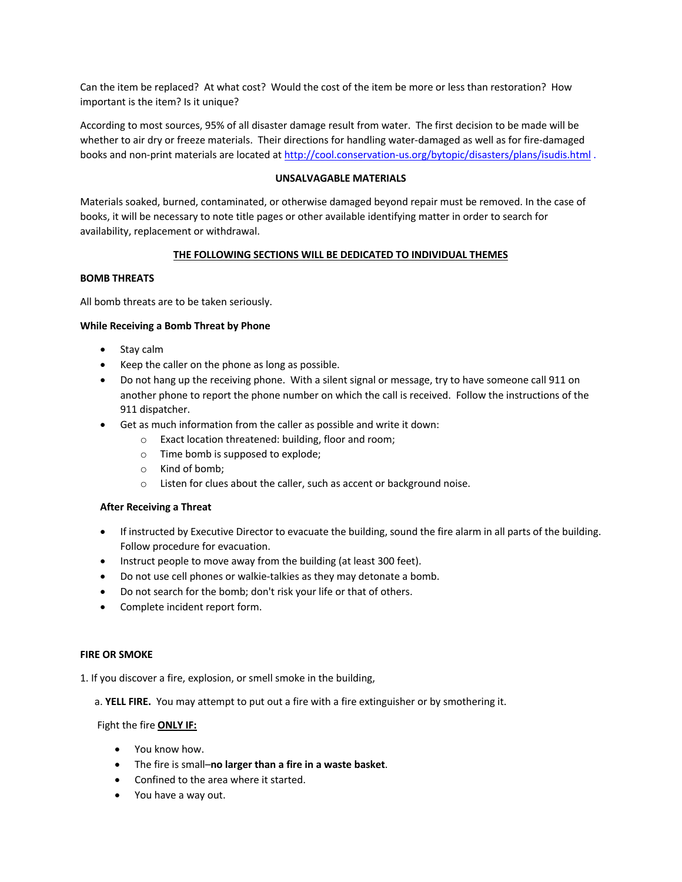Can the item be replaced? At what cost? Would the cost of the item be more or less than restoration? How important is the item? Is it unique?

According to most sources, 95% of all disaster damage result from water. The first decision to be made will be whether to air dry or freeze materials. Their directions for handling water-damaged as well as for fire-damaged books and non-print materials are located at http://cool.conservation-us.org/bytopic/disasters/plans/isudis.html .

## UNSALVAGABLE MATERIALS

Materials soaked, burned, contaminated, or otherwise damaged beyond repair must be removed. In the case of books, it will be necessary to note title pages or other available identifying matter in order to search for availability, replacement or withdrawal.

## THE FOLLOWING SECTIONS WILL BE DEDICATED TO INDIVIDUAL THEMES

### BOMB THREATS

All bomb threats are to be taken seriously.

#### While Receiving a Bomb Threat by Phone

- Stay calm
- Keep the caller on the phone as long as possible.
- Do not hang up the receiving phone. With a silent signal or message, try to have someone call 911 on another phone to report the phone number on which the call is received. Follow the instructions of the 911 dispatcher.
- Get as much information from the caller as possible and write it down:
  - Exact location threatened: building, floor and room;
  - Time bomb is supposed to explode;
  - Kind of bomb;
  - Listen for clues about the caller, such as accent or background noise.

#### After Receiving a Threat

- If instructed by Executive Director to evacuate the building, sound the fire alarm in all parts of the building. Follow procedure for evacuation.
- Instruct people to move away from the building (at least 300 feet).
- Do not use cell phones or walkie-talkies as they may detonate a bomb.
- Do not search for the bomb; don't risk your life or that of others.
- Complete incident report form.

### FIRE OR SMOKE

1. If you discover a fire, explosion, or smell smoke in the building,

   a. **YELL FIRE.** You may attempt to put out a fire with a fire extinguisher or by smothering it.

   Fight the fire **ONLY IF:**

   - You know how.
   - The fire is small–**no larger than a fire in a waste basket**.
   - Confined to the area where it started.
   - You have a way out.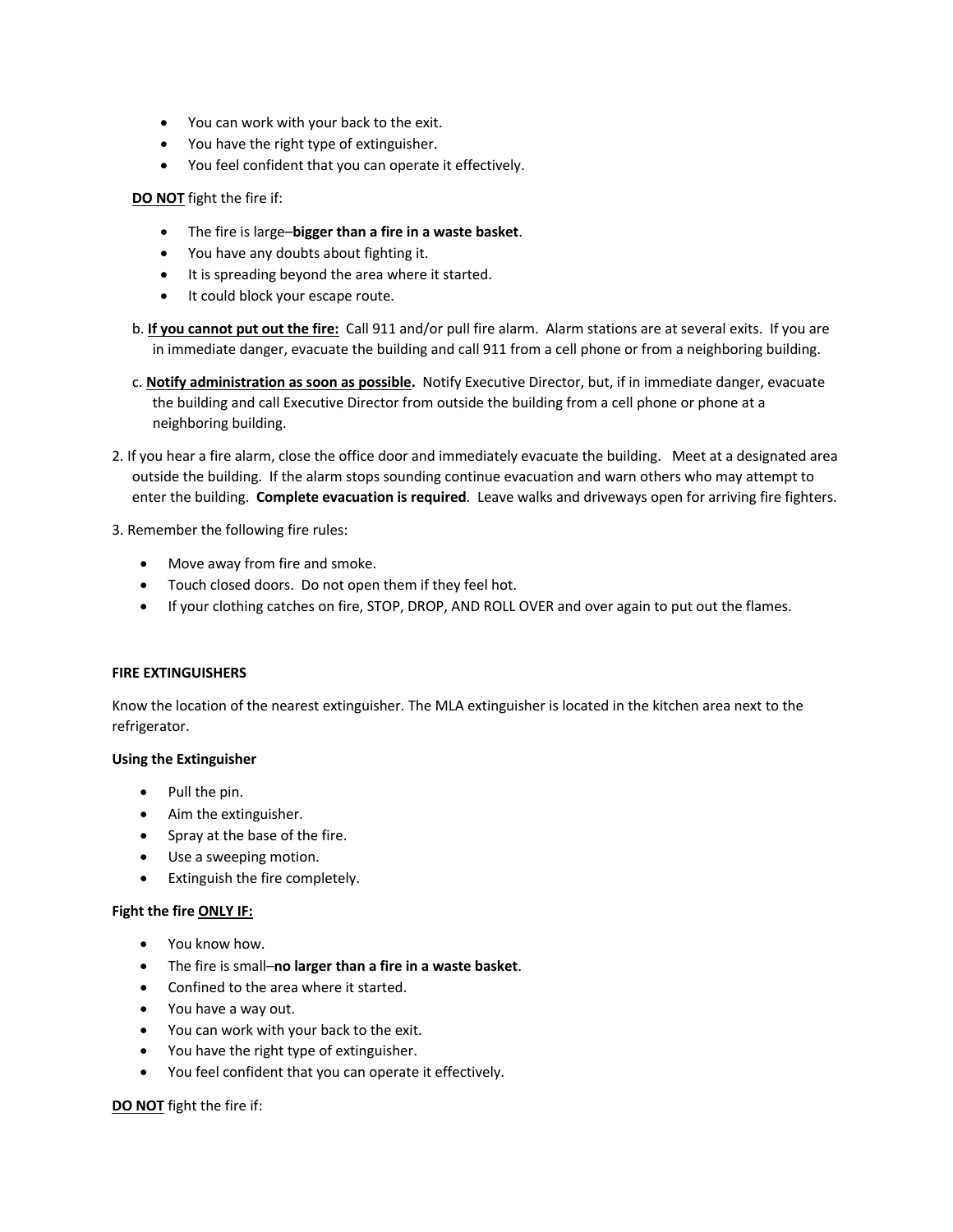- You can work with your back to the exit.
- You have the right type of extinguisher.
- You feel confident that you can operate it effectively.

**DO NOT** fight the fire if:

- The fire is large–**bigger than a fire in a waste basket**.
- You have any doubts about fighting it.
- It is spreading beyond the area where it started.
- It could block your escape route.

b. **If you cannot put out the fire:** Call 911 and/or pull fire alarm. Alarm stations are at several exits. If you are in immediate danger, evacuate the building and call 911 from a cell phone or from a neighboring building.

c. **Notify administration as soon as possible.** Notify Executive Director, but, if in immediate danger, evacuate the building and call Executive Director from outside the building from a cell phone or phone at a neighboring building.

2. If you hear a fire alarm, close the office door and immediately evacuate the building. Meet at a designated area outside the building. If the alarm stops sounding continue evacuation and warn others who may attempt to enter the building. **Complete evacuation is required**. Leave walks and driveways open for arriving fire fighters.

3. Remember the following fire rules:

- Move away from fire and smoke.
- Touch closed doors. Do not open them if they feel hot.
- If your clothing catches on fire, STOP, DROP, AND ROLL OVER and over again to put out the flames.

**FIRE EXTINGUISHERS**

Know the location of the nearest extinguisher. The MLA extinguisher is located in the kitchen area next to the refrigerator.

**Using the Extinguisher**

- Pull the pin.
- Aim the extinguisher.
- Spray at the base of the fire.
- Use a sweeping motion.
- Extinguish the fire completely.

**Fight the fire ONLY IF:**

- You know how.
- The fire is small–**no larger than a fire in a waste basket**.
- Confined to the area where it started.
- You have a way out.
- You can work with your back to the exit.
- You have the right type of extinguisher.
- You feel confident that you can operate it effectively.

**DO NOT** fight the fire if: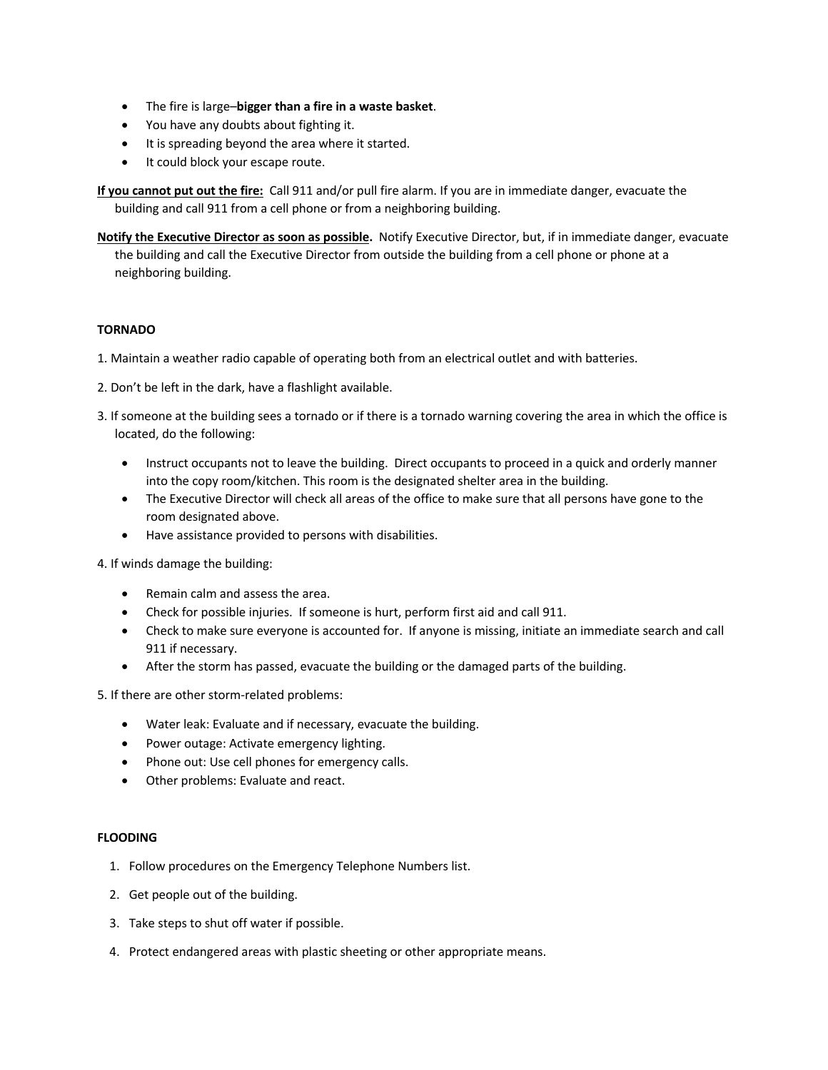- The fire is large–**bigger than a fire in a waste basket**.
- You have any doubts about fighting it.
- It is spreading beyond the area where it started.
- It could block your escape route.

**If you cannot put out the fire:** Call 911 and/or pull fire alarm. If you are in immediate danger, evacuate the building and call 911 from a cell phone or from a neighboring building.

**Notify the Executive Director as soon as possible.** Notify Executive Director, but, if in immediate danger, evacuate the building and call the Executive Director from outside the building from a cell phone or phone at a neighboring building.

**TORNADO**

1. Maintain a weather radio capable of operating both from an electrical outlet and with batteries.

2. Don't be left in the dark, have a flashlight available.

3. If someone at the building sees a tornado or if there is a tornado warning covering the area in which the office is located, do the following:

   - Instruct occupants not to leave the building. Direct occupants to proceed in a quick and orderly manner into the copy room/kitchen. This room is the designated shelter area in the building.
   - The Executive Director will check all areas of the office to make sure that all persons have gone to the room designated above.
   - Have assistance provided to persons with disabilities.

4. If winds damage the building:

   - Remain calm and assess the area.
   - Check for possible injuries. If someone is hurt, perform first aid and call 911.
   - Check to make sure everyone is accounted for. If anyone is missing, initiate an immediate search and call 911 if necessary.
   - After the storm has passed, evacuate the building or the damaged parts of the building.

5. If there are other storm-related problems:

   - Water leak: Evaluate and if necessary, evacuate the building.
   - Power outage: Activate emergency lighting.
   - Phone out: Use cell phones for emergency calls.
   - Other problems: Evaluate and react.

**FLOODING**

1. Follow procedures on the Emergency Telephone Numbers list.
2. Get people out of the building.
3. Take steps to shut off water if possible.
4. Protect endangered areas with plastic sheeting or other appropriate means.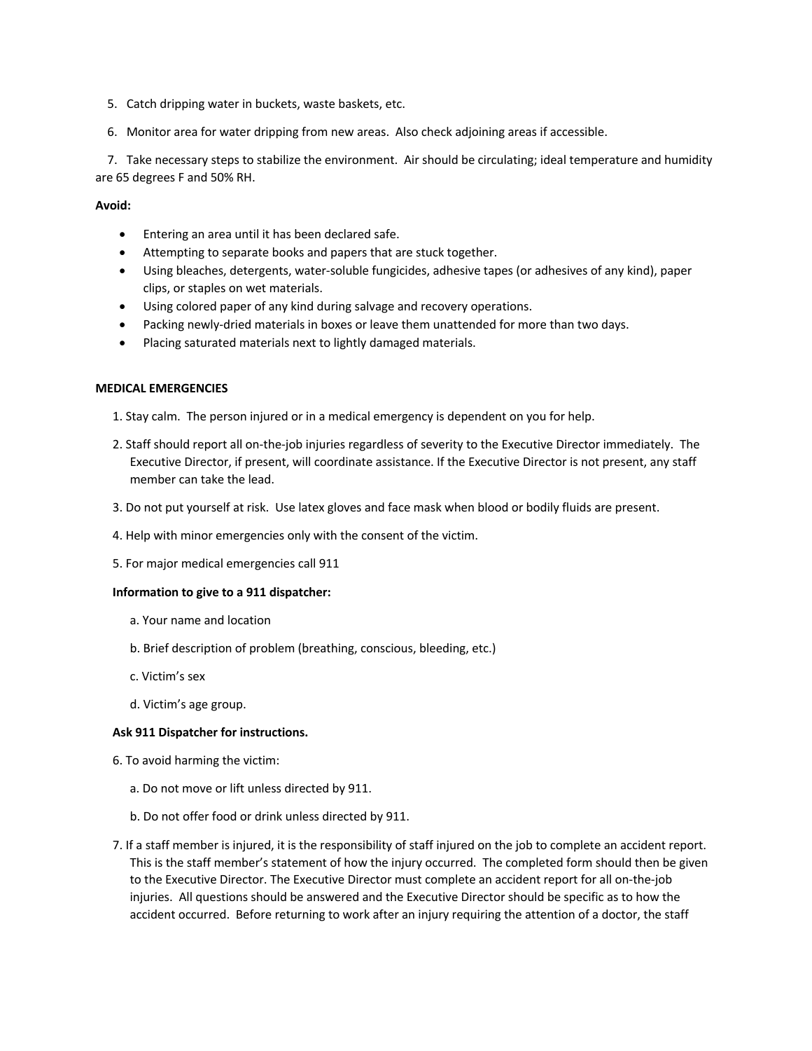5. Catch dripping water in buckets, waste baskets, etc.

6. Monitor area for water dripping from new areas. Also check adjoining areas if accessible.

7. Take necessary steps to stabilize the environment. Air should be circulating; ideal temperature and humidity are 65 degrees F and 50% RH.

**Avoid:**

- Entering an area until it has been declared safe.
- Attempting to separate books and papers that are stuck together.
- Using bleaches, detergents, water-soluble fungicides, adhesive tapes (or adhesives of any kind), paper clips, or staples on wet materials.
- Using colored paper of any kind during salvage and recovery operations.
- Packing newly-dried materials in boxes or leave them unattended for more than two days.
- Placing saturated materials next to lightly damaged materials.

**MEDICAL EMERGENCIES**

1. Stay calm. The person injured or in a medical emergency is dependent on you for help.

2. Staff should report all on-the-job injuries regardless of severity to the Executive Director immediately. The Executive Director, if present, will coordinate assistance. If the Executive Director is not present, any staff member can take the lead.

3. Do not put yourself at risk. Use latex gloves and face mask when blood or bodily fluids are present.

4. Help with minor emergencies only with the consent of the victim.

5. For major medical emergencies call 911

**Information to give to a 911 dispatcher:**

a. Your name and location

b. Brief description of problem (breathing, conscious, bleeding, etc.)

c. Victim's sex

d. Victim's age group.

**Ask 911 Dispatcher for instructions.**

6. To avoid harming the victim:

a. Do not move or lift unless directed by 911.

b. Do not offer food or drink unless directed by 911.

7. If a staff member is injured, it is the responsibility of staff injured on the job to complete an accident report. This is the staff member's statement of how the injury occurred. The completed form should then be given to the Executive Director. The Executive Director must complete an accident report for all on-the-job injuries. All questions should be answered and the Executive Director should be specific as to how the accident occurred. Before returning to work after an injury requiring the attention of a doctor, the staff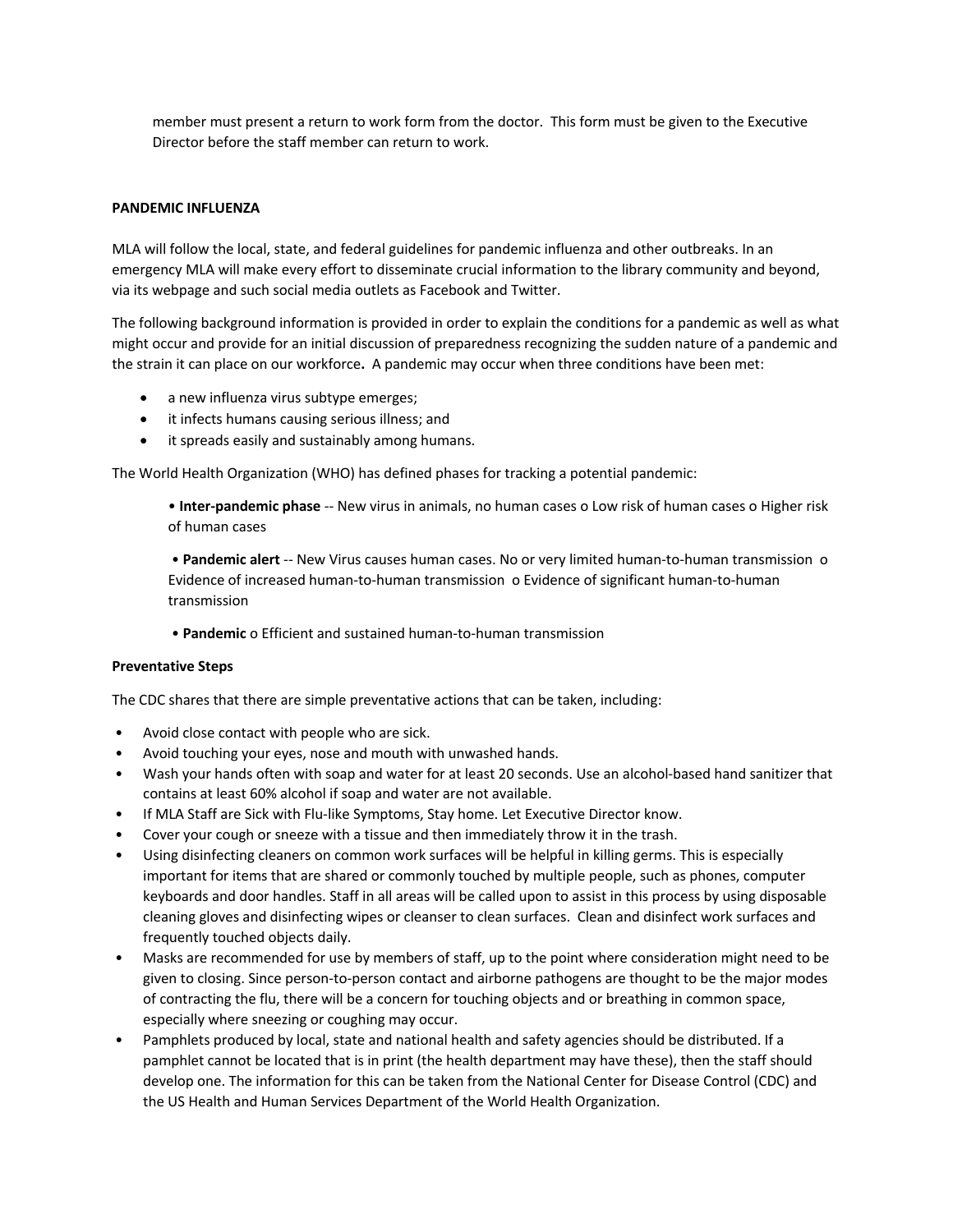member must present a return to work form from the doctor.  This form must be given to the Executive Director before the staff member can return to work.

**PANDEMIC INFLUENZA**

MLA will follow the local, state, and federal guidelines for pandemic influenza and other outbreaks. In an emergency MLA will make every effort to disseminate crucial information to the library community and beyond, via its webpage and such social media outlets as Facebook and Twitter.

The following background information is provided in order to explain the conditions for a pandemic as well as what might occur and provide for an initial discussion of preparedness recognizing the sudden nature of a pandemic and the strain it can place on our workforce**.** A pandemic may occur when three conditions have been met:

- a new influenza virus subtype emerges;
- it infects humans causing serious illness; and
- it spreads easily and sustainably among humans.

The World Health Organization (WHO) has defined phases for tracking a potential pandemic:

> • **Inter-pandemic phase** -- New virus in animals, no human cases o Low risk of human cases o Higher risk of human cases
>
> • **Pandemic alert** -- New Virus causes human cases. No or very limited human-to-human transmission o Evidence of increased human-to-human transmission o Evidence of significant human-to-human transmission
>
> • **Pandemic** o Efficient and sustained human-to-human transmission

**Preventative Steps**

The CDC shares that there are simple preventative actions that can be taken, including:

- Avoid close contact with people who are sick.
- Avoid touching your eyes, nose and mouth with unwashed hands.
- Wash your hands often with soap and water for at least 20 seconds. Use an alcohol-based hand sanitizer that contains at least 60% alcohol if soap and water are not available.
- If MLA Staff are Sick with Flu-like Symptoms, Stay home. Let Executive Director know.
- Cover your cough or sneeze with a tissue and then immediately throw it in the trash.
- Using disinfecting cleaners on common work surfaces will be helpful in killing germs. This is especially important for items that are shared or commonly touched by multiple people, such as phones, computer keyboards and door handles. Staff in all areas will be called upon to assist in this process by using disposable cleaning gloves and disinfecting wipes or cleanser to clean surfaces.  Clean and disinfect work surfaces and frequently touched objects daily.
- Masks are recommended for use by members of staff, up to the point where consideration might need to be given to closing. Since person-to-person contact and airborne pathogens are thought to be the major modes of contracting the flu, there will be a concern for touching objects and or breathing in common space, especially where sneezing or coughing may occur.
- Pamphlets produced by local, state and national health and safety agencies should be distributed. If a pamphlet cannot be located that is in print (the health department may have these), then the staff should develop one. The information for this can be taken from the National Center for Disease Control (CDC) and the US Health and Human Services Department of the World Health Organization.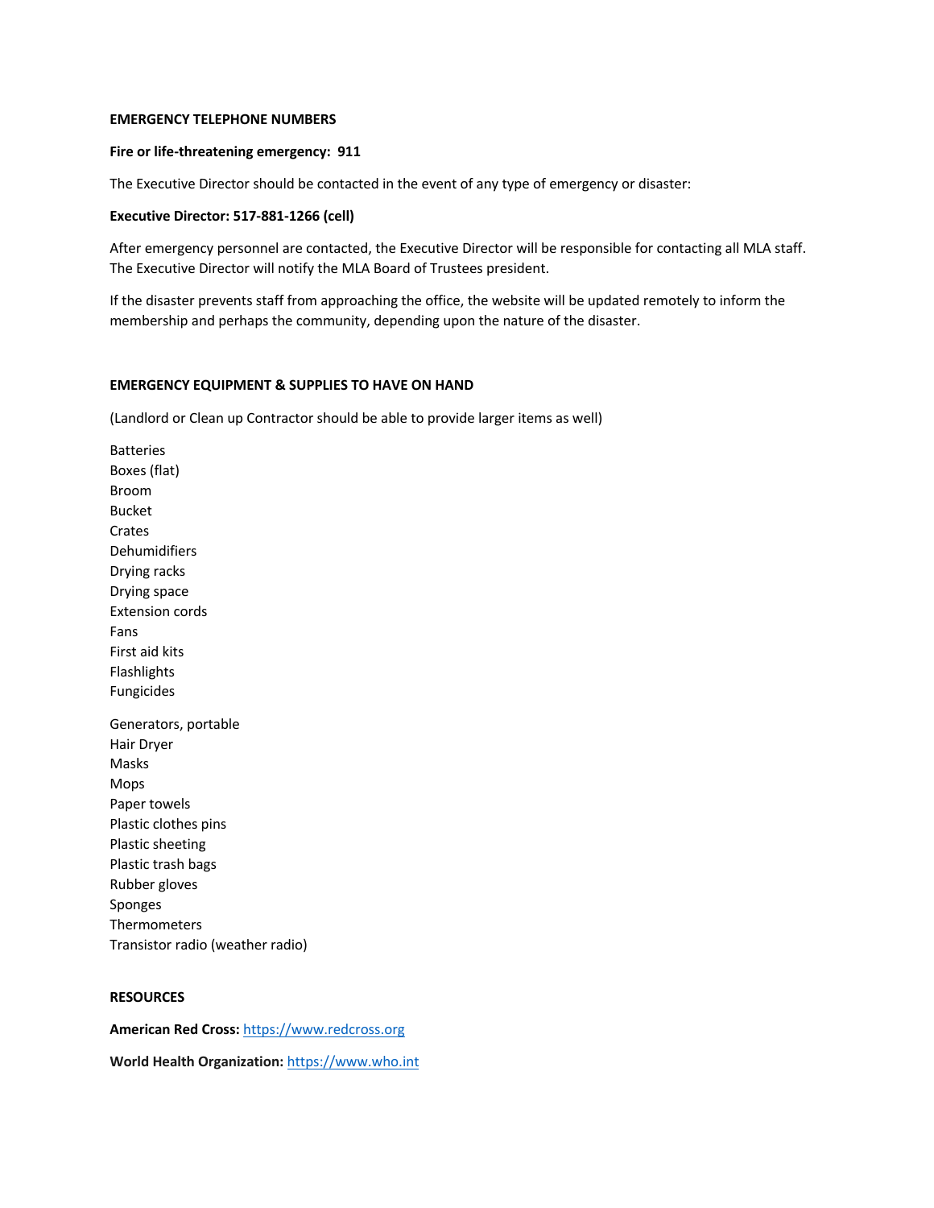## EMERGENCY TELEPHONE NUMBERS

**Fire or life-threatening emergency: 911**

The Executive Director should be contacted in the event of any type of emergency or disaster:

**Executive Director: 517-881-1266 (cell)**

After emergency personnel are contacted, the Executive Director will be responsible for contacting all MLA staff. The Executive Director will notify the MLA Board of Trustees president.

If the disaster prevents staff from approaching the office, the website will be updated remotely to inform the membership and perhaps the community, depending upon the nature of the disaster.

## EMERGENCY EQUIPMENT & SUPPLIES TO HAVE ON HAND

(Landlord or Clean up Contractor should be able to provide larger items as well)

Batteries
Boxes (flat)
Broom
Bucket
Crates
Dehumidifiers
Drying racks
Drying space
Extension cords
Fans
First aid kits
Flashlights
Fungicides

Generators, portable
Hair Dryer
Masks
Mops
Paper towels
Plastic clothes pins
Plastic sheeting
Plastic trash bags
Rubber gloves
Sponges
Thermometers
Transistor radio (weather radio)

## RESOURCES

**American Red Cross:** https://www.redcross.org

**World Health Organization:** https://www.who.int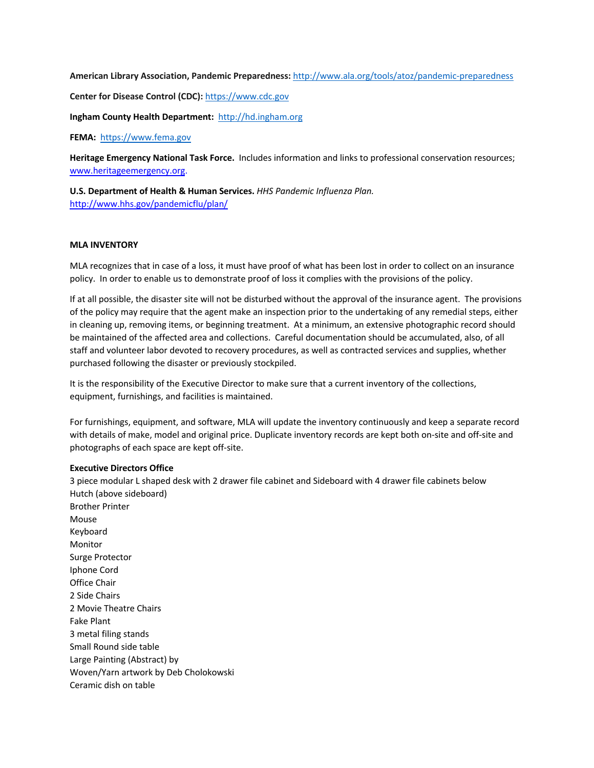**American Library Association, Pandemic Preparedness:** http://www.ala.org/tools/atoz/pandemic-preparedness

**Center for Disease Control (CDC):** https://www.cdc.gov

**Ingham County Health Department:** http://hd.ingham.org

**FEMA:** https://www.fema.gov

**Heritage Emergency National Task Force.** Includes information and links to professional conservation resources; www.heritageemergency.org.

**U.S. Department of Health & Human Services.** *HHS Pandemic Influenza Plan.* http://www.hhs.gov/pandemicflu/plan/

**MLA INVENTORY**

MLA recognizes that in case of a loss, it must have proof of what has been lost in order to collect on an insurance policy. In order to enable us to demonstrate proof of loss it complies with the provisions of the policy.

If at all possible, the disaster site will not be disturbed without the approval of the insurance agent. The provisions of the policy may require that the agent make an inspection prior to the undertaking of any remedial steps, either in cleaning up, removing items, or beginning treatment. At a minimum, an extensive photographic record should be maintained of the affected area and collections. Careful documentation should be accumulated, also, of all staff and volunteer labor devoted to recovery procedures, as well as contracted services and supplies, whether purchased following the disaster or previously stockpiled.

It is the responsibility of the Executive Director to make sure that a current inventory of the collections, equipment, furnishings, and facilities is maintained.

For furnishings, equipment, and software, MLA will update the inventory continuously and keep a separate record with details of make, model and original price. Duplicate inventory records are kept both on-site and off-site and photographs of each space are kept off-site.

**Executive Directors Office**
3 piece modular L shaped desk with 2 drawer file cabinet and Sideboard with 4 drawer file cabinets below
Hutch (above sideboard)
Brother Printer
Mouse
Keyboard
Monitor
Surge Protector
Iphone Cord
Office Chair
2 Side Chairs
2 Movie Theatre Chairs
Fake Plant
3 metal filing stands
Small Round side table
Large Painting (Abstract) by
Woven/Yarn artwork by Deb Cholokowski
Ceramic dish on table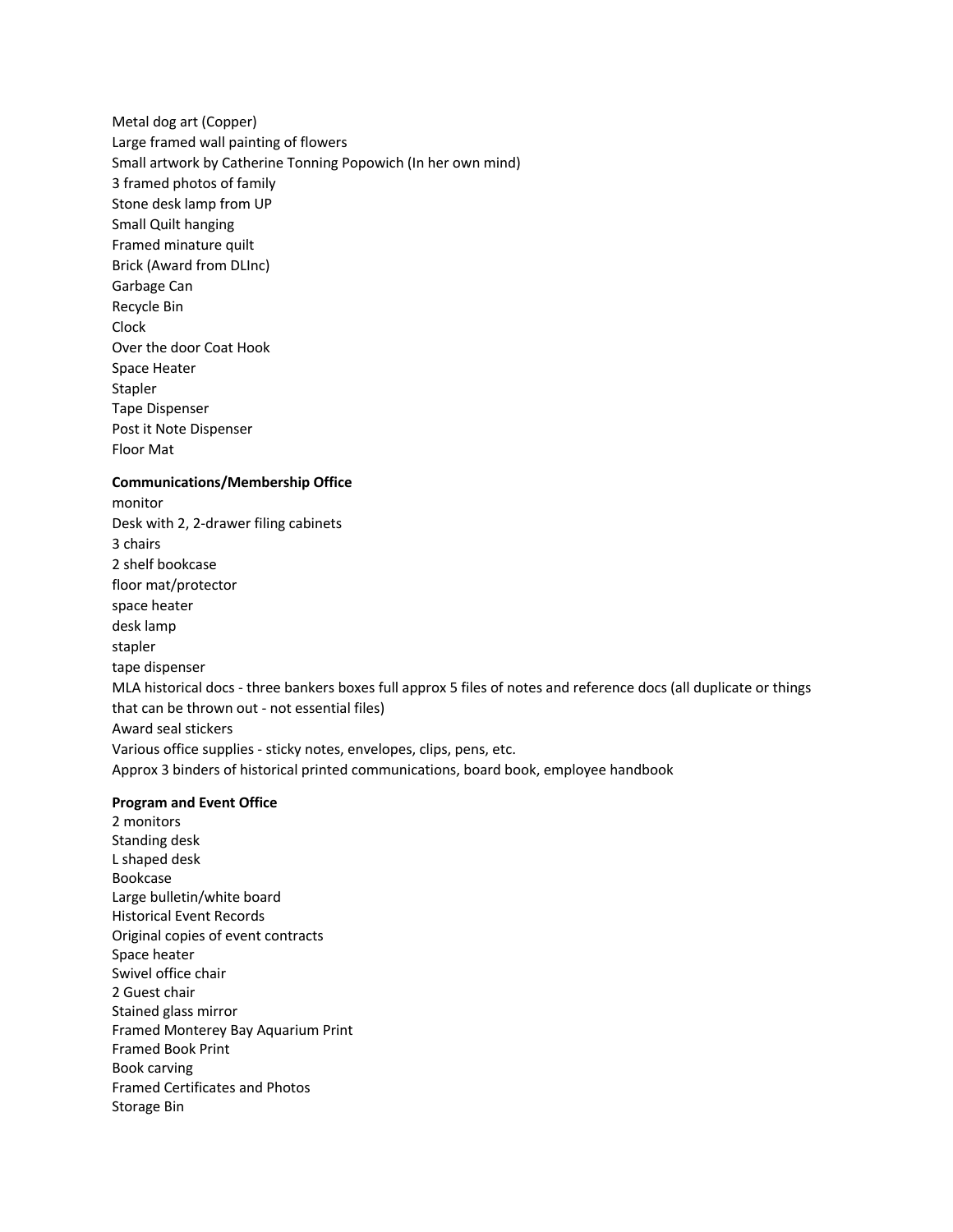Metal dog art (Copper)
Large framed wall painting of flowers
Small artwork by Catherine Tonning Popowich (In her own mind)
3 framed photos of family
Stone desk lamp from UP
Small Quilt hanging
Framed minature quilt
Brick (Award from DLInc)
Garbage Can
Recycle Bin
Clock
Over the door Coat Hook
Space Heater
Stapler
Tape Dispenser
Post it Note Dispenser
Floor Mat

**Communications/Membership Office**

monitor
Desk with 2, 2-drawer filing cabinets
3 chairs
2 shelf bookcase
floor mat/protector
space heater
desk lamp
stapler
tape dispenser
MLA historical docs - three bankers boxes full approx 5 files of notes and reference docs (all duplicate or things that can be thrown out - not essential files)
Award seal stickers
Various office supplies - sticky notes, envelopes, clips, pens, etc.
Approx 3 binders of historical printed communications, board book, employee handbook

**Program and Event Office**

2 monitors
Standing desk
L shaped desk
Bookcase
Large bulletin/white board
Historical Event Records
Original copies of event contracts
Space heater
Swivel office chair
2 Guest chair
Stained glass mirror
Framed Monterey Bay Aquarium Print
Framed Book Print
Book carving
Framed Certificates and Photos
Storage Bin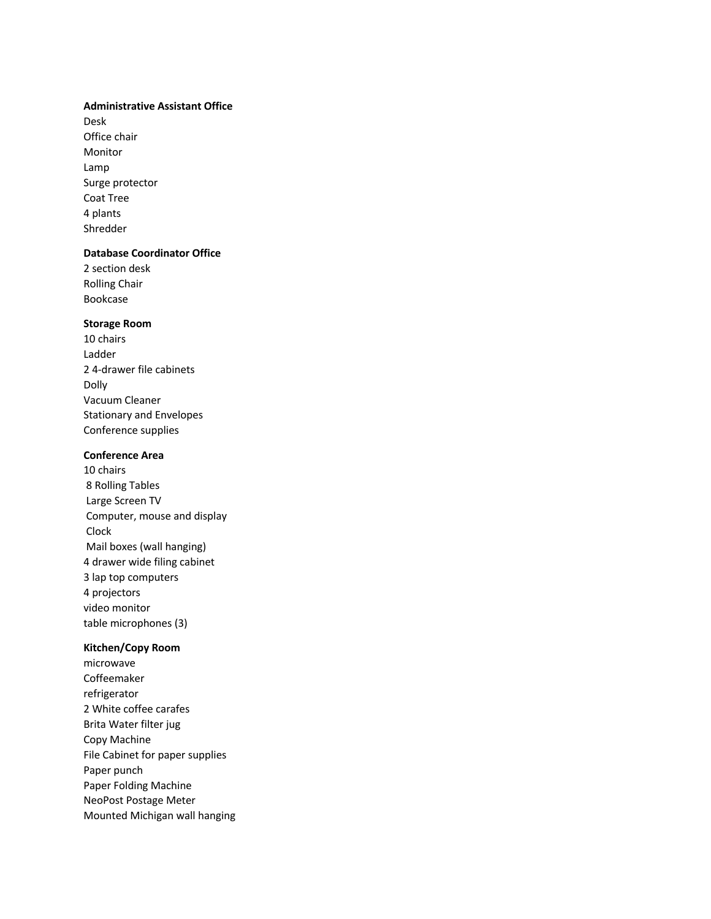**Administrative Assistant Office**

Desk
Office chair
Monitor
Lamp
Surge protector
Coat Tree
4 plants
Shredder

**Database Coordinator Office**

2 section desk
Rolling Chair
Bookcase

**Storage Room**

10 chairs
Ladder
2 4-drawer file cabinets
Dolly
Vacuum Cleaner
Stationary and Envelopes
Conference supplies

**Conference Area**

10 chairs
8 Rolling Tables
Large Screen TV
Computer, mouse and display
Clock
Mail boxes (wall hanging)
4 drawer wide filing cabinet
3 lap top computers
4 projectors
video monitor
table microphones (3)

**Kitchen/Copy Room**

microwave
Coffeemaker
refrigerator
2 White coffee carafes
Brita Water filter jug
Copy Machine
File Cabinet for paper supplies
Paper punch
Paper Folding Machine
NeoPost Postage Meter
Mounted Michigan wall hanging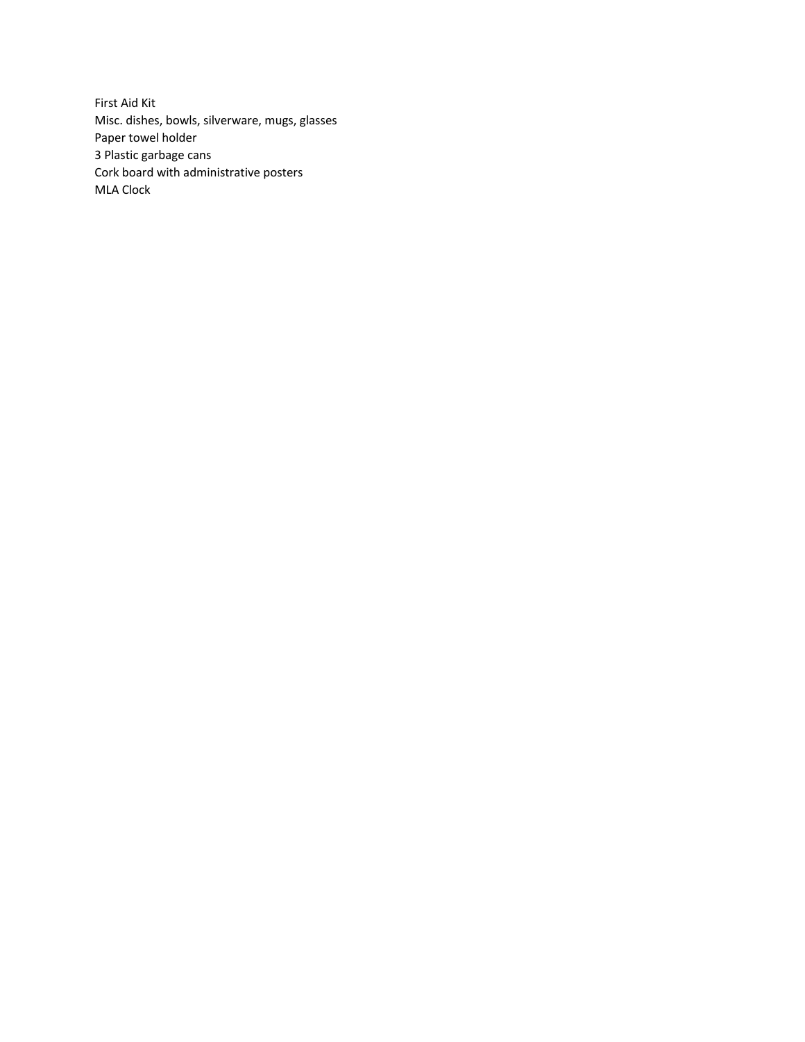First Aid Kit
Misc. dishes, bowls, silverware, mugs, glasses
Paper towel holder
3 Plastic garbage cans
Cork board with administrative posters
MLA Clock